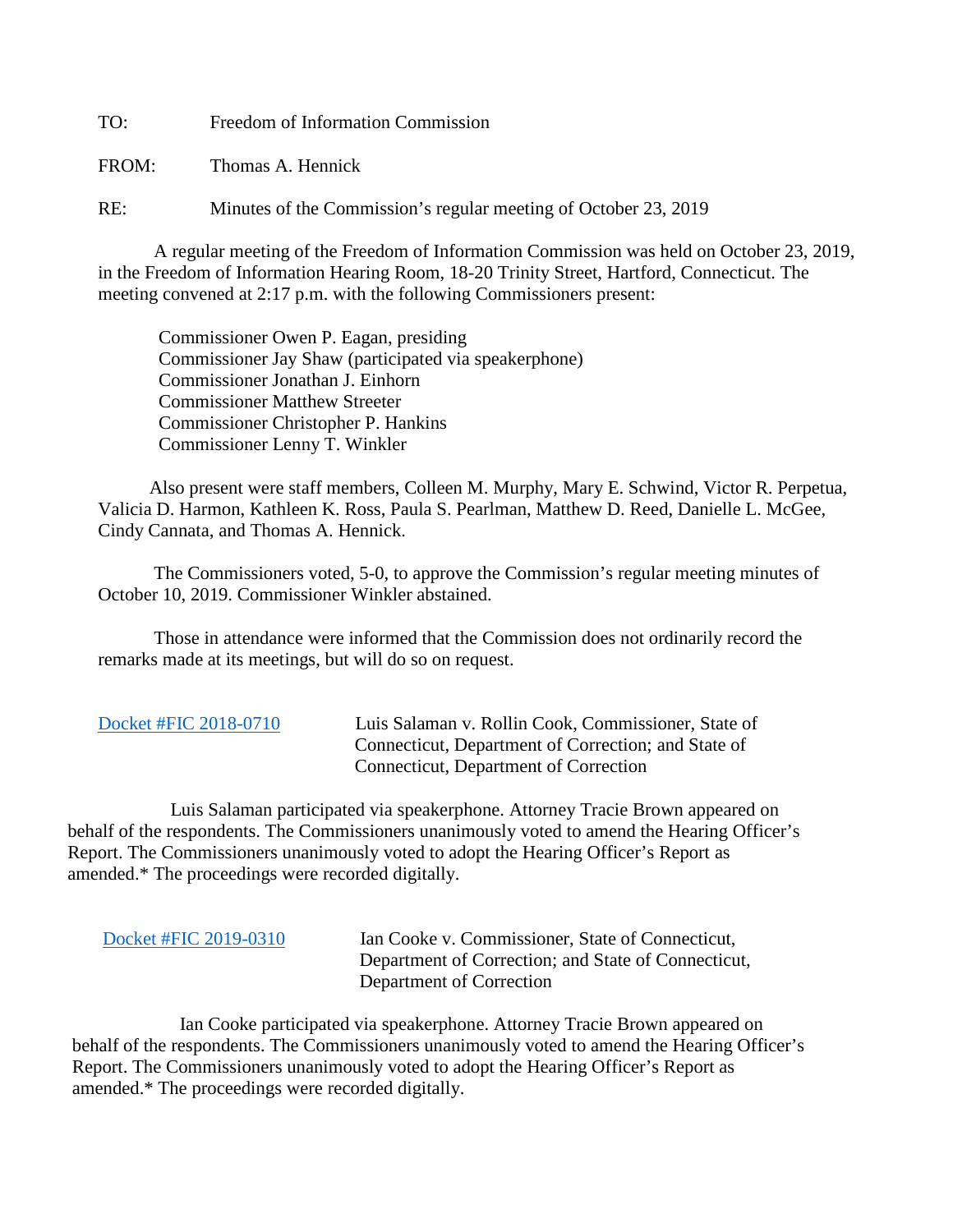TO: Freedom of Information Commission

FROM: Thomas A. Hennick

RE: Minutes of the Commission's regular meeting of October 23, 2019

A regular meeting of the Freedom of Information Commission was held on October 23, 2019, in the Freedom of Information Hearing Room, 18-20 Trinity Street, Hartford, Connecticut. The meeting convened at 2:17 p.m. with the following Commissioners present:

Commissioner Owen P. Eagan, presiding  
Commissioner Jay Shaw (participated via speakerphone)  
Commissioner Jonathan J. Einhorn  
Commissioner Matthew Streeter  
Commissioner Christopher P. Hankins  
Commissioner Lenny T. Winkler

Also present were staff members, Colleen M. Murphy, Mary E. Schwind, Victor R. Perpetua, Valicia D. Harmon, Kathleen K. Ross, Paula S. Pearlman, Matthew D. Reed, Danielle L. McGee, Cindy Cannata, and Thomas A. Hennick.

The Commissioners voted, 5-0, to approve the Commission's regular meeting minutes of October 10, 2019. Commissioner Winkler abstained.

Those in attendance were informed that the Commission does not ordinarily record the remarks made at its meetings, but will do so on request.

Docket #FIC 2018-0710 Luis Salaman v. Rollin Cook, Commissioner, State of Connecticut, Department of Correction; and State of Connecticut, Department of Correction

Luis Salaman participated via speakerphone. Attorney Tracie Brown appeared on behalf of the respondents. The Commissioners unanimously voted to amend the Hearing Officer's Report. The Commissioners unanimously voted to adopt the Hearing Officer's Report as amended.* The proceedings were recorded digitally.

Docket #FIC 2019-0310 Ian Cooke v. Commissioner, State of Connecticut, Department of Correction; and State of Connecticut, Department of Correction

Ian Cooke participated via speakerphone. Attorney Tracie Brown appeared on behalf of the respondents. The Commissioners unanimously voted to amend the Hearing Officer's Report. The Commissioners unanimously voted to adopt the Hearing Officer's Report as amended.* The proceedings were recorded digitally.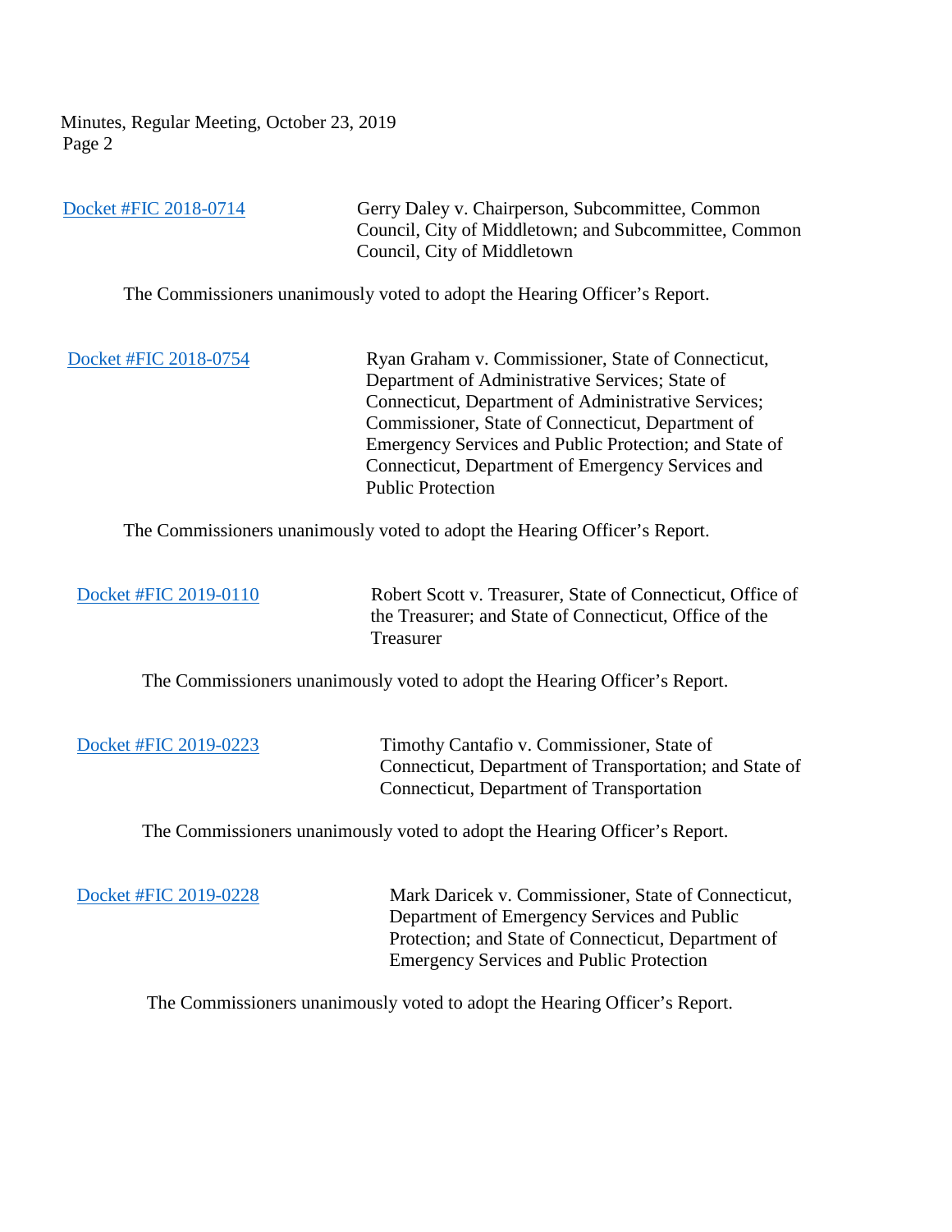Docket #FIC 2018-0714 Gerry Daley v. Chairperson, Subcommittee, Common Council, City of Middletown; and Subcommittee, Common Council, City of Middletown

The Commissioners unanimously voted to adopt the Hearing Officer's Report.

Docket #FIC 2018-0754 Ryan Graham v. Commissioner, State of Connecticut, Department of Administrative Services; State of Connecticut, Department of Administrative Services; Commissioner, State of Connecticut, Department of Emergency Services and Public Protection; and State of Connecticut, Department of Emergency Services and Public Protection

The Commissioners unanimously voted to adopt the Hearing Officer's Report.

Docket #FIC 2019-0110 Robert Scott v. Treasurer, State of Connecticut, Office of the Treasurer; and State of Connecticut, Office of the Treasurer

The Commissioners unanimously voted to adopt the Hearing Officer's Report.

Docket #FIC 2019-0223 Timothy Cantafio v. Commissioner, State of Connecticut, Department of Transportation; and State of Connecticut, Department of Transportation

The Commissioners unanimously voted to adopt the Hearing Officer's Report.

Docket #FIC 2019-0228 Mark Daricek v. Commissioner, State of Connecticut, Department of Emergency Services and Public Protection; and State of Connecticut, Department of Emergency Services and Public Protection

The Commissioners unanimously voted to adopt the Hearing Officer's Report.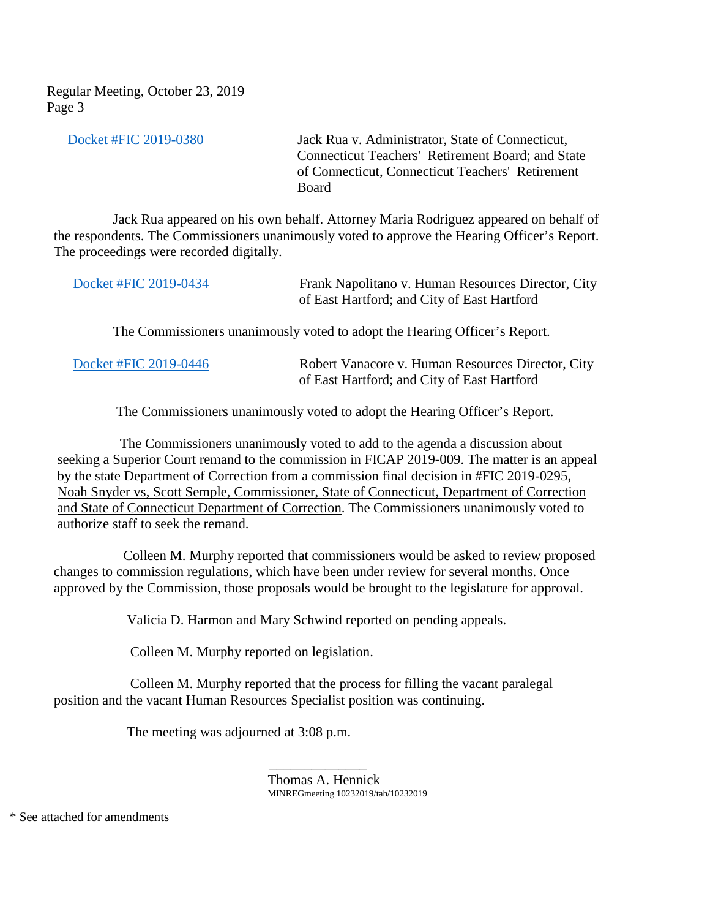Regular Meeting, October 23, 2019
Page 3

[Docket #FIC 2019-0380] Jack Rua v. Administrator, State of Connecticut, Connecticut Teachers' Retirement Board; and State of Connecticut, Connecticut Teachers' Retirement Board

Jack Rua appeared on his own behalf. Attorney Maria Rodriguez appeared on behalf of the respondents. The Commissioners unanimously voted to approve the Hearing Officer's Report. The proceedings were recorded digitally.

[Docket #FIC 2019-0434] Frank Napolitano v. Human Resources Director, City of East Hartford; and City of East Hartford

The Commissioners unanimously voted to adopt the Hearing Officer's Report.

[Docket #FIC 2019-0446] Robert Vanacore v. Human Resources Director, City of East Hartford; and City of East Hartford

The Commissioners unanimously voted to adopt the Hearing Officer's Report.

The Commissioners unanimously voted to add to the agenda a discussion about seeking a Superior Court remand to the commission in FICAP 2019-009. The matter is an appeal by the state Department of Correction from a commission final decision in #FIC 2019-0295, Noah Snyder vs, Scott Semple, Commissioner, State of Connecticut, Department of Correction and State of Connecticut Department of Correction. The Commissioners unanimously voted to authorize staff to seek the remand.

Colleen M. Murphy reported that commissioners would be asked to review proposed changes to commission regulations, which have been under review for several months. Once approved by the Commission, those proposals would be brought to the legislature for approval.

Valicia D. Harmon and Mary Schwind reported on pending appeals.

Colleen M. Murphy reported on legislation.

Colleen M. Murphy reported that the process for filling the vacant paralegal position and the vacant Human Resources Specialist position was continuing.

The meeting was adjourned at 3:08 p.m.

\_\_\_\_\_\_\_\_\_\_\_\_\_\_
Thomas A. Hennick
MINREGmeeting 10232019/tah/10232019

* See attached for amendments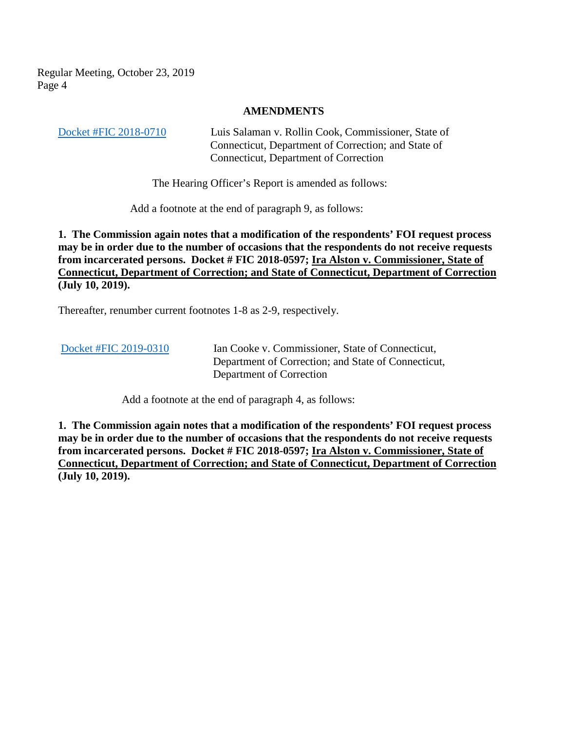## AMENDMENTS

[Docket #FIC 2018-0710] Luis Salaman v. Rollin Cook, Commissioner, State of Connecticut, Department of Correction; and State of Connecticut, Department of Correction

The Hearing Officer's Report is amended as follows:

Add a footnote at the end of paragraph 9, as follows:

**1. The Commission again notes that a modification of the respondents' FOI request process may be in order due to the number of occasions that the respondents do not receive requests from incarcerated persons. Docket # FIC 2018-0597; <u>Ira Alston v. Commissioner, State of Connecticut, Department of Correction; and State of Connecticut, Department of Correction</u> (July 10, 2019).**

Thereafter, renumber current footnotes 1-8 as 2-9, respectively.

[Docket #FIC 2019-0310] Ian Cooke v. Commissioner, State of Connecticut, Department of Correction; and State of Connecticut, Department of Correction

Add a footnote at the end of paragraph 4, as follows:

**1. The Commission again notes that a modification of the respondents' FOI request process may be in order due to the number of occasions that the respondents do not receive requests from incarcerated persons. Docket # FIC 2018-0597; <u>Ira Alston v. Commissioner, State of Connecticut, Department of Correction; and State of Connecticut, Department of Correction</u> (July 10, 2019).**